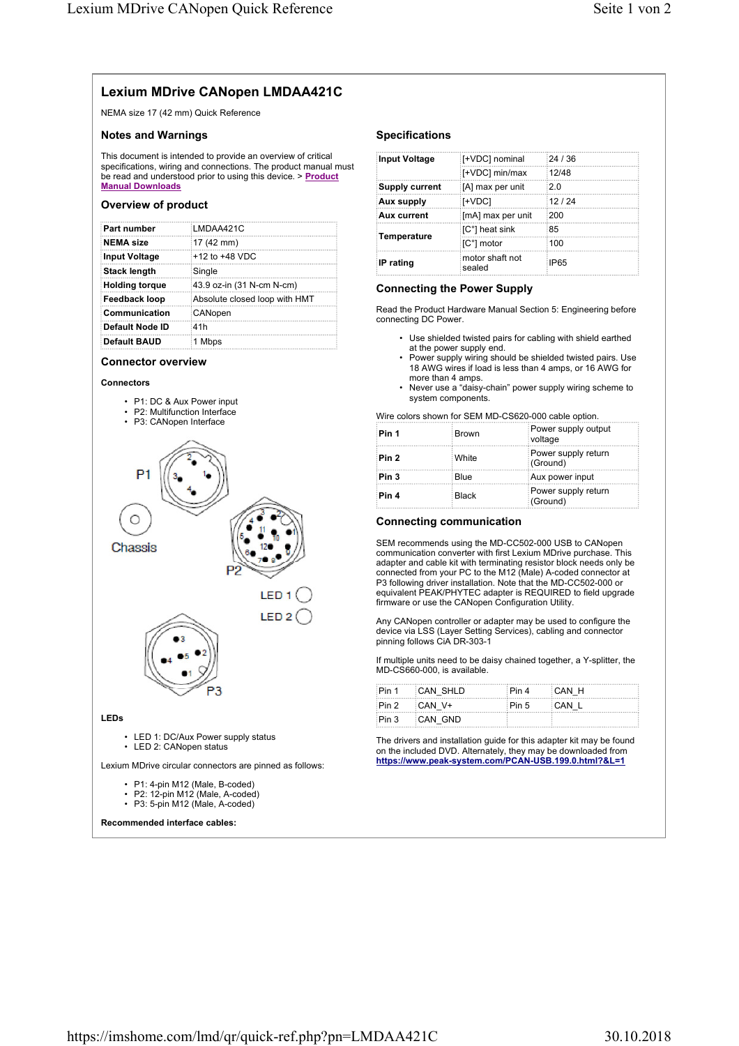# Lexium MDrive CANopen LMDAA421C

NEMA size 17 (42 mm) Quick Reference

## Notes and Warnings

This document is intended to provide an overview of critical specifications, wiring and connections. The product manual must be read and understood prior to using this device. > **Product Manual Downloads**

## Overview of product

| Part number | LMDAA421C |
|---|---|
| **NEMA size** | 17 (42 mm) |
| **Input Voltage** | +12 to +48 VDC |
| **Stack length** | Single |
| **Holding torque** | 43.9 oz-in (31 N-cm N-cm) |
| **Feedback loop** | Absolute closed loop with HMT |
| **Communication** | CANopen |
| **Default Node ID** | 41h |
| **Default BAUD** | 1 Mbps |

## Connector overview

**Connectors**

- P1: DC & Aux Power input
- P2: Multifunction Interface
- P3: CANopen Interface

**LEDs**

- LED 1: DC/Aux Power supply status
- LED 2: CANopen status

Lexium MDrive circular connectors are pinned as follows:

- P1: 4-pin M12 (Male, B-coded)
- P2: 12-pin M12 (Male, A-coded)
- P3: 5-pin M12 (Male, A-coded)

**Recommended interface cables:**

## Specifications

| Input Voltage | [+VDC] nominal | 24 / 36 |
|---|---|---|
| | [+VDC] min/max | 12/48 |
| **Supply current** | [A] max per unit | 2.0 |
| **Aux supply** | [+VDC] | 12 / 24 |
| **Aux current** | [mA] max per unit | 200 |
| **Temperature** | [C°] heat sink | 85 |
| | [C°] motor | 100 |
| **IP rating** | motor shaft not sealed | IP65 |

## Connecting the Power Supply

Read the Product Hardware Manual Section 5: Engineering before connecting DC Power.

- Use shielded twisted pairs for cabling with shield earthed at the power supply end.
- Power supply wiring should be shielded twisted pairs. Use 18 AWG wires if load is less than 4 amps, or 16 AWG for more than 4 amps.
- Never use a "daisy-chain" power supply wiring scheme to system components.

Wire colors shown for SEM MD-CS620-000 cable option.

| Pin 1 | Brown | Power supply output voltage |
|---|---|---|
| **Pin 2** | White | Power supply return (Ground) |
| **Pin 3** | Blue | Aux power input |
| **Pin 4** | Black | Power supply return (Ground) |

## Connecting communication

SEM recommends using the MD-CC502-000 USB to CANopen communication converter with first Lexium MDrive purchase. This adapter and cable kit with terminating resistor block needs only be connected from your PC to the M12 (Male) A-coded connector at P3 following driver installation. Note that the MD-CC502-000 or equivalent PEAK/PHYTEC adapter is REQUIRED to field upgrade firmware or use the CANopen Configuration Utility.

Any CANopen controller or adapter may be used to configure the device via LSS (Layer Setting Services), cabling and connector pinning follows CiA DR-303-1

If multiple units need to be daisy chained together, a Y-splitter, the MD-CS660-000, is available.

| Pin 1 | CAN_SHLD | Pin 4 | CAN_H |
|---|---|---|---|
| Pin 2 | CAN_V+ | Pin 5 | CAN_L |
| Pin 3 | CAN_GND | | |

The drivers and installation guide for this adapter kit may be found on the included DVD. Alternately, they may be downloaded from **https://www.peak-system.com/PCAN-USB.199.0.html?&L=1**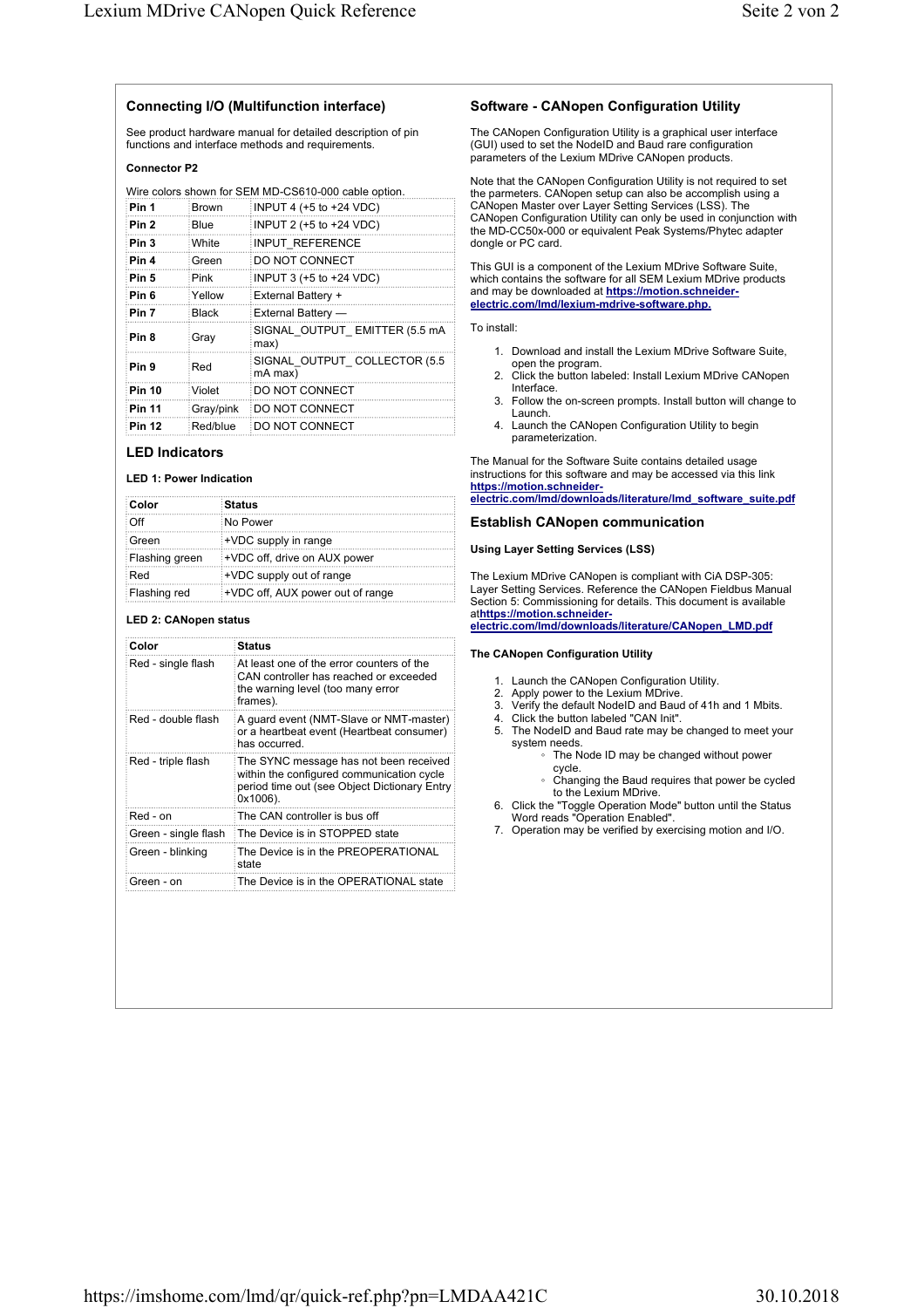## Connecting I/O (Multifunction interface)

See product hardware manual for detailed description of pin functions and interface methods and requirements.

**Connector P2**

Wire colors shown for SEM MD-CS610-000 cable option.

| | | |
|---|---|---|
| **Pin 1** | Brown | INPUT 4 (+5 to +24 VDC) |
| **Pin 2** | Blue | INPUT 2 (+5 to +24 VDC) |
| **Pin 3** | White | INPUT_REFERENCE |
| **Pin 4** | Green | DO NOT CONNECT |
| **Pin 5** | Pink | INPUT 3 (+5 to +24 VDC) |
| **Pin 6** | Yellow | External Battery + |
| **Pin 7** | Black | External Battery — |
| **Pin 8** | Gray | SIGNAL_OUTPUT_ EMITTER (5.5 mA max) |
| **Pin 9** | Red | SIGNAL_OUTPUT_ COLLECTOR (5.5 mA max) |
| **Pin 10** | Violet | DO NOT CONNECT |
| **Pin 11** | Gray/pink | DO NOT CONNECT |
| **Pin 12** | Red/blue | DO NOT CONNECT |

## LED Indicators

**LED 1: Power Indication**

| Color | Status |
|---|---|
| Off | No Power |
| Green | +VDC supply in range |
| Flashing green | +VDC off, drive on AUX power |
| Red | +VDC supply out of range |
| Flashing red | +VDC off, AUX power out of range |

**LED 2: CANopen status**

| Color | Status |
|---|---|
| Red - single flash | At least one of the error counters of the CAN controller has reached or exceeded the warning level (too many error frames). |
| Red - double flash | A guard event (NMT-Slave or NMT-master) or a heartbeat event (Heartbeat consumer) has occurred. |
| Red - triple flash | The SYNC message has not been received within the configured communication cycle period time out (see Object Dictionary Entry 0x1006). |
| Red - on | The CAN controller is bus off |
| Green - single flash | The Device is in STOPPED state |
| Green - blinking | The Device is in the PREOPERATIONAL state |
| Green - on | The Device is in the OPERATIONAL state |

## Software - CANopen Configuration Utility

The CANopen Configuration Utility is a graphical user interface (GUI) used to set the NodeID and Baud rare configuration parameters of the Lexium MDrive CANopen products.

Note that the CANopen Configuration Utility is not required to set the parmeters. CANopen setup can also be accomplish using a CANopen Master over Layer Setting Services (LSS). The CANopen Configuration Utility can only be used in conjunction with the MD-CC50x-000 or equivalent Peak Systems/Phytec adapter dongle or PC card.

This GUI is a component of the Lexium MDrive Software Suite, which contains the software for all SEM Lexium MDrive products and may be downloaded at **https://motion.schneider-electric.com/lmd/lexium-mdrive-software.php.**

To install:

1. Download and install the Lexium MDrive Software Suite, open the program.
2. Click the button labeled: Install Lexium MDrive CANopen Interface.
3. Follow the on-screen prompts. Install button will change to Launch.
4. Launch the CANopen Configuration Utility to begin parameterization.

The Manual for the Software Suite contains detailed usage instructions for this software and may be accessed via this link **https://motion.schneider-electric.com/lmd/downloads/literature/lmd_software_suite.pdf**

## Establish CANopen communication

**Using Layer Setting Services (LSS)**

The Lexium MDrive CANopen is compliant with CiA DSP-305: Layer Setting Services. Reference the CANopen Fieldbus Manual Section 5: Commissioning for details. This document is available at**https://motion.schneider-electric.com/lmd/downloads/literature/CANopen_LMD.pdf**

**The CANopen Configuration Utility**

1. Launch the CANopen Configuration Utility.
2. Apply power to the Lexium MDrive.
3. Verify the default NodeID and Baud of 41h and 1 Mbits.
4. Click the button labeled "CAN Init".
5. The NodeID and Baud rate may be changed to meet your system needs.
   - The Node ID may be changed without power cycle.
   - Changing the Baud requires that power be cycled to the Lexium MDrive.
6. Click the "Toggle Operation Mode" button until the Status Word reads "Operation Enabled".
7. Operation may be verified by exercising motion and I/O.